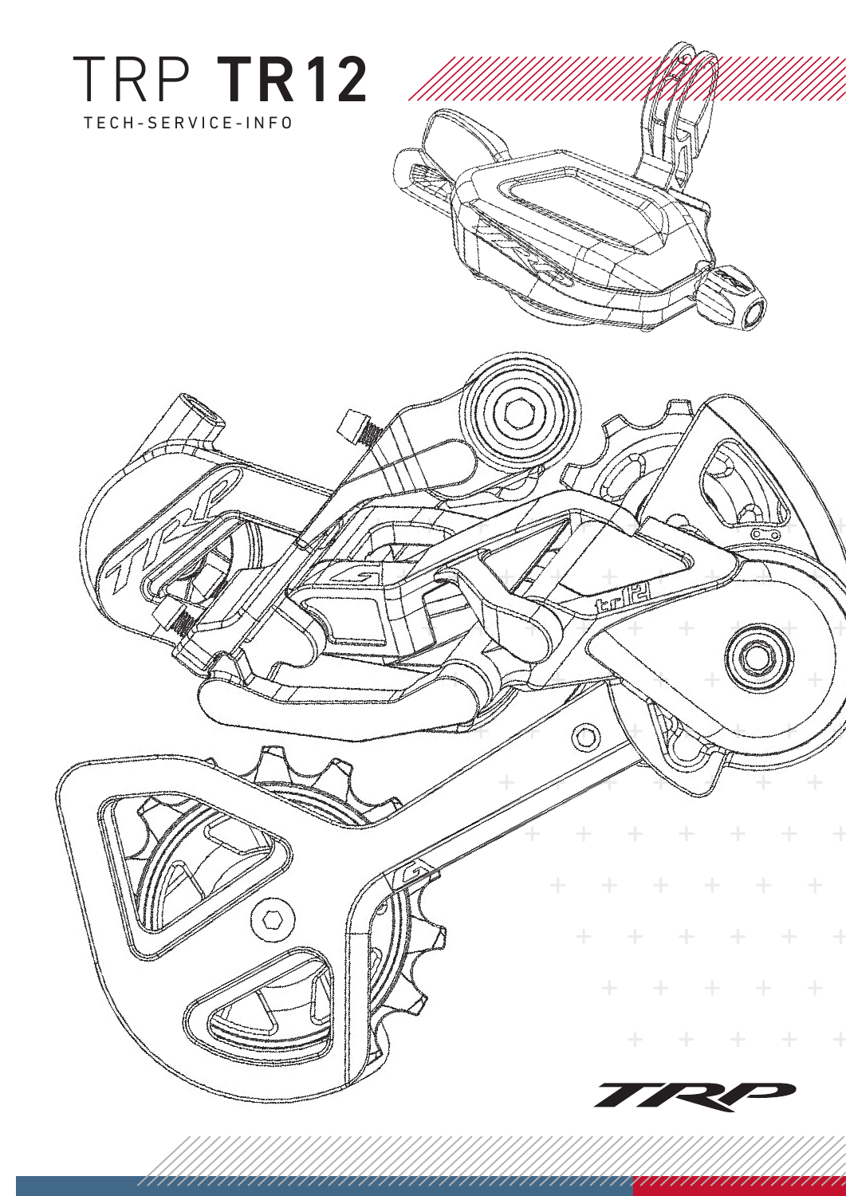# TRP **TR12**

TECH-SERVICE-INFO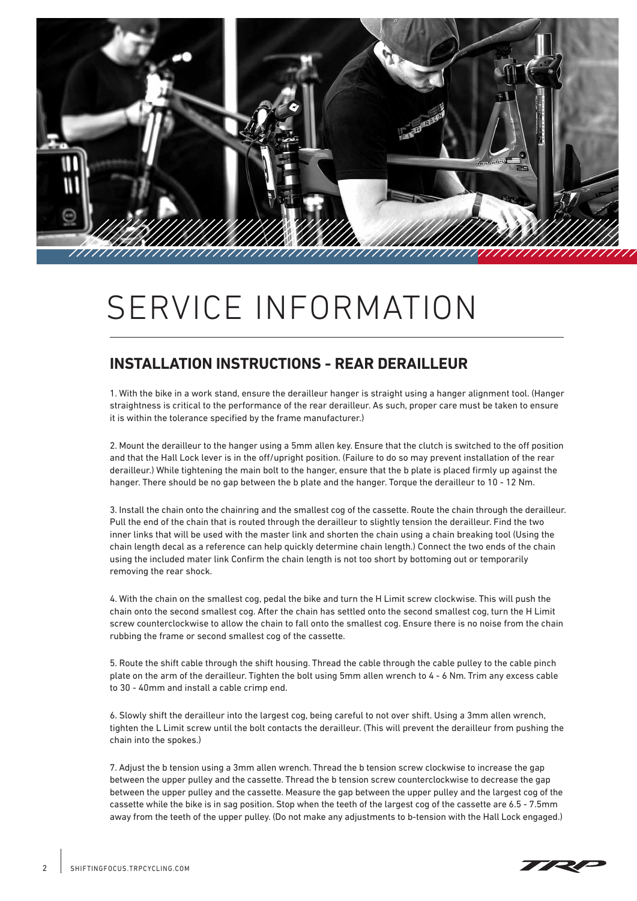# SERVICE INFORMATION

## INSTALLATION INSTRUCTIONS - REAR DERAILLEUR

1. With the bike in a work stand, ensure the derailleur hanger is straight using a hanger alignment tool. (Hanger straightness is critical to the performance of the rear derailleur. As such, proper care must be taken to ensure it is within the tolerance specified by the frame manufacturer.)

2. Mount the derailleur to the hanger using a 5mm allen key. Ensure that the clutch is switched to the off position and that the Hall Lock lever is in the off/upright position. (Failure to do so may prevent installation of the rear derailleur.) While tightening the main bolt to the hanger, ensure that the b plate is placed firmly up against the hanger. There should be no gap between the b plate and the hanger. Torque the derailleur to 10 - 12 Nm.

3. Install the chain onto the chainring and the smallest cog of the cassette. Route the chain through the derailleur. Pull the end of the chain that is routed through the derailleur to slightly tension the derailleur. Find the two inner links that will be used with the master link and shorten the chain using a chain breaking tool (Using the chain length decal as a reference can help quickly determine chain length.) Connect the two ends of the chain using the included mater link Confirm the chain length is not too short by bottoming out or temporarily removing the rear shock.

4. With the chain on the smallest cog, pedal the bike and turn the H Limit screw clockwise. This will push the chain onto the second smallest cog. After the chain has settled onto the second smallest cog, turn the H Limit screw counterclockwise to allow the chain to fall onto the smallest cog. Ensure there is no noise from the chain rubbing the frame or second smallest cog of the cassette.

5. Route the shift cable through the shift housing. Thread the cable through the cable pulley to the cable pinch plate on the arm of the derailleur. Tighten the bolt using 5mm allen wrench to 4 - 6 Nm. Trim any excess cable to 30 - 40mm and install a cable crimp end.

6. Slowly shift the derailleur into the largest cog, being careful to not over shift. Using a 3mm allen wrench, tighten the L Limit screw until the bolt contacts the derailleur. (This will prevent the derailleur from pushing the chain into the spokes.)

7. Adjust the b tension using a 3mm allen wrench. Thread the b tension screw clockwise to increase the gap between the upper pulley and the cassette. Thread the b tension screw counterclockwise to decrease the gap between the upper pulley and the cassette. Measure the gap between the upper pulley and the largest cog of the cassette while the bike is in sag position. Stop when the teeth of the largest cog of the cassette are 6.5 - 7.5mm away from the teeth of the upper pulley. (Do not make any adjustments to b-tension with the Hall Lock engaged.)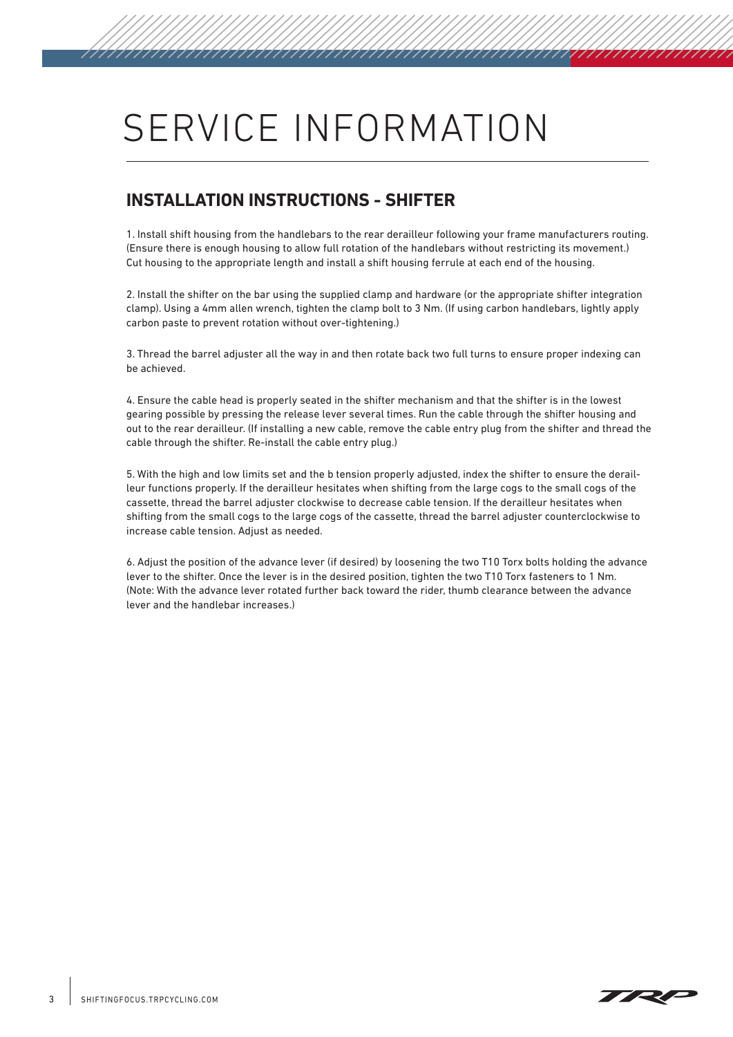# SERVICE INFORMATION

## INSTALLATION INSTRUCTIONS - SHIFTER

1. Install shift housing from the handlebars to the rear derailleur following your frame manufacturers routing. (Ensure there is enough housing to allow full rotation of the handlebars without restricting its movement.) Cut housing to the appropriate length and install a shift housing ferrule at each end of the housing.

2. Install the shifter on the bar using the supplied clamp and hardware (or the appropriate shifter integration clamp). Using a 4mm allen wrench, tighten the clamp bolt to 3 Nm. (If using carbon handlebars, lightly apply carbon paste to prevent rotation without over-tightening.)

3. Thread the barrel adjuster all the way in and then rotate back two full turns to ensure proper indexing can be achieved.

4. Ensure the cable head is properly seated in the shifter mechanism and that the shifter is in the lowest gearing possible by pressing the release lever several times. Run the cable through the shifter housing and out to the rear derailleur. (If installing a new cable, remove the cable entry plug from the shifter and thread the cable through the shifter. Re-install the cable entry plug.)

5. With the high and low limits set and the b tension properly adjusted, index the shifter to ensure the derailleur functions properly. If the derailleur hesitates when shifting from the large cogs to the small cogs of the cassette, thread the barrel adjuster clockwise to decrease cable tension. If the derailleur hesitates when shifting from the small cogs to the large cogs of the cassette, thread the barrel adjuster counterclockwise to increase cable tension. Adjust as needed.

6. Adjust the position of the advance lever (if desired) by loosening the two T10 Torx bolts holding the advance lever to the shifter. Once the lever is in the desired position, tighten the two T10 Torx fasteners to 1 Nm. (Note: With the advance lever rotated further back toward the rider, thumb clearance between the advance lever and the handlebar increases.)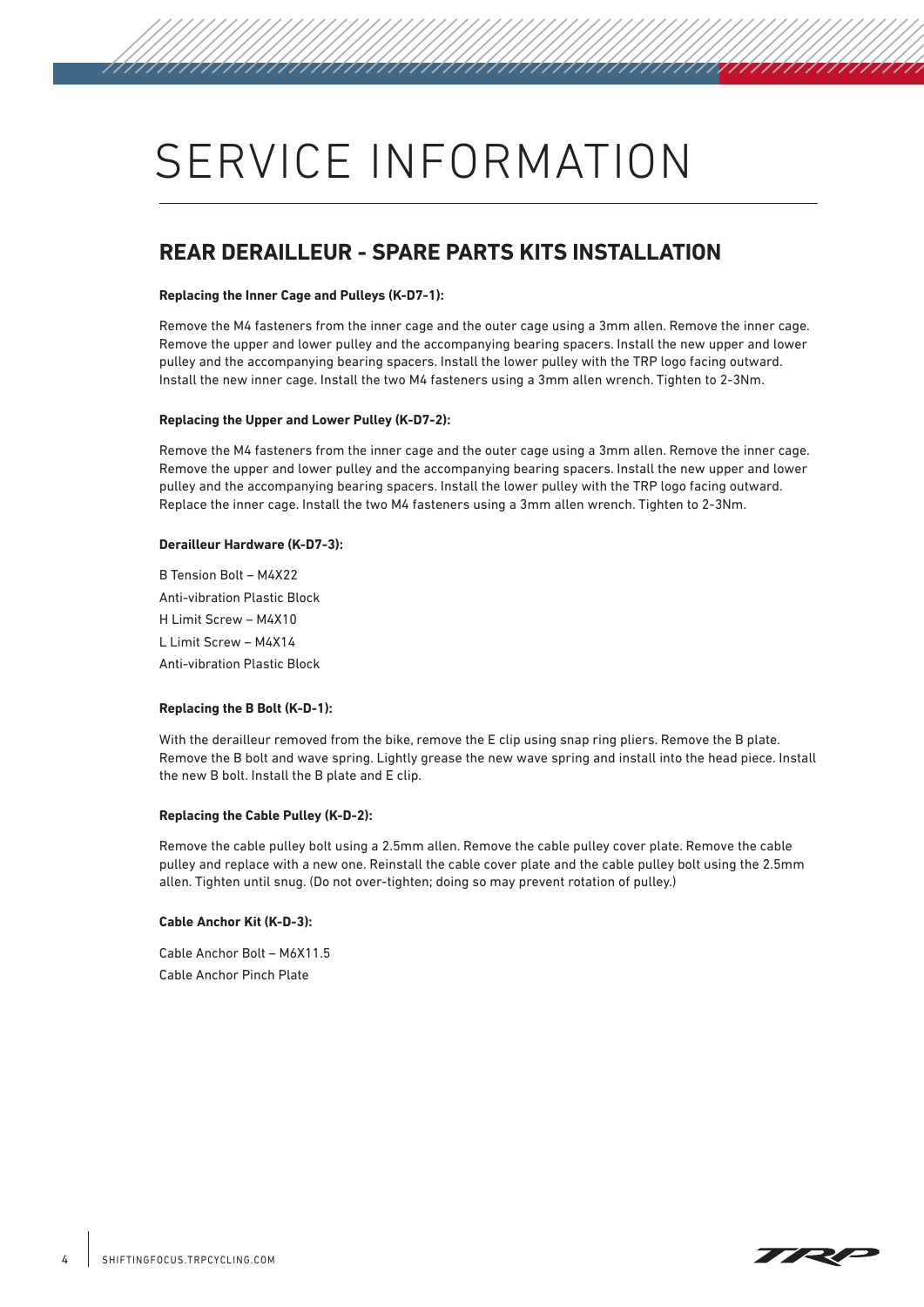# SERVICE INFORMATION

## REAR DERAILLEUR - SPARE PARTS KITS INSTALLATION

**Replacing the Inner Cage and Pulleys (K-D7-1):**

Remove the M4 fasteners from the inner cage and the outer cage using a 3mm allen. Remove the inner cage. Remove the upper and lower pulley and the accompanying bearing spacers. Install the new upper and lower pulley and the accompanying bearing spacers. Install the lower pulley with the TRP logo facing outward. Install the new inner cage. Install the two M4 fasteners using a 3mm allen wrench. Tighten to 2-3Nm.

**Replacing the Upper and Lower Pulley (K-D7-2):**

Remove the M4 fasteners from the inner cage and the outer cage using a 3mm allen. Remove the inner cage. Remove the upper and lower pulley and the accompanying bearing spacers. Install the new upper and lower pulley and the accompanying bearing spacers. Install the lower pulley with the TRP logo facing outward. Replace the inner cage. Install the two M4 fasteners using a 3mm allen wrench. Tighten to 2-3Nm.

**Derailleur Hardware (K-D7-3):**

B Tension Bolt – M4X22
Anti-vibration Plastic Block
H Limit Screw – M4X10
L Limit Screw – M4X14
Anti-vibration Plastic Block

**Replacing the B Bolt (K-D-1):**

With the derailleur removed from the bike, remove the E clip using snap ring pliers. Remove the B plate. Remove the B bolt and wave spring. Lightly grease the new wave spring and install into the head piece. Install the new B bolt. Install the B plate and E clip.

**Replacing the Cable Pulley (K-D-2):**

Remove the cable pulley bolt using a 2.5mm allen. Remove the cable pulley cover plate. Remove the cable pulley and replace with a new one. Reinstall the cable cover plate and the cable pulley bolt using the 2.5mm allen. Tighten until snug. (Do not over-tighten; doing so may prevent rotation of pulley.)

**Cable Anchor Kit (K-D-3):**

Cable Anchor Bolt – M6X11.5
Cable Anchor Pinch Plate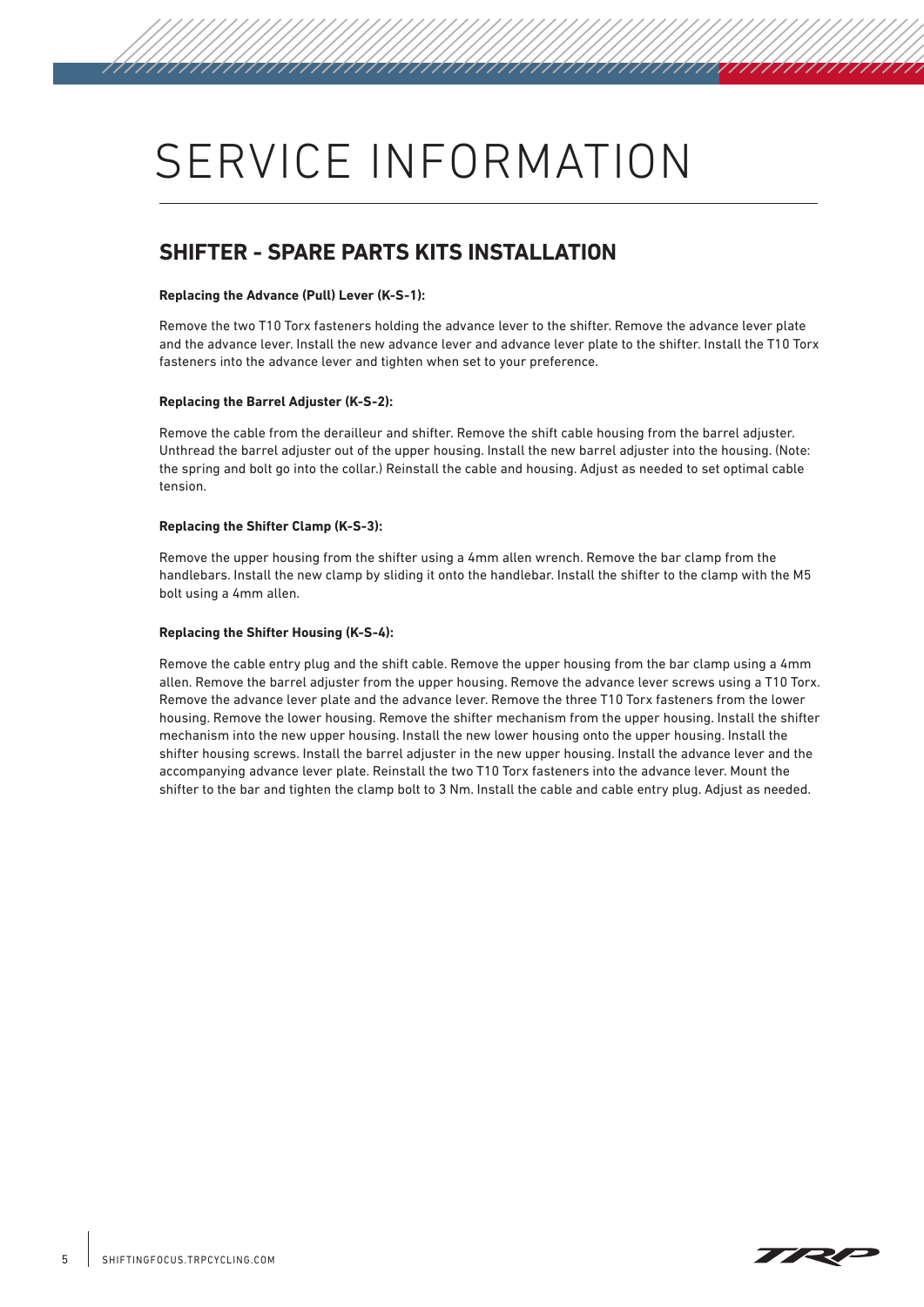# SERVICE INFORMATION

## SHIFTER - SPARE PARTS KITS INSTALLATION

**Replacing the Advance (Pull) Lever (K-S-1):**

Remove the two T10 Torx fasteners holding the advance lever to the shifter. Remove the advance lever plate and the advance lever. Install the new advance lever and advance lever plate to the shifter. Install the T10 Torx fasteners into the advance lever and tighten when set to your preference.

**Replacing the Barrel Adjuster (K-S-2):**

Remove the cable from the derailleur and shifter. Remove the shift cable housing from the barrel adjuster. Unthread the barrel adjuster out of the upper housing. Install the new barrel adjuster into the housing. (Note: the spring and bolt go into the collar.) Reinstall the cable and housing. Adjust as needed to set optimal cable tension.

**Replacing the Shifter Clamp (K-S-3):**

Remove the upper housing from the shifter using a 4mm allen wrench. Remove the bar clamp from the handlebars. Install the new clamp by sliding it onto the handlebar. Install the shifter to the clamp with the M5 bolt using a 4mm allen.

**Replacing the Shifter Housing (K-S-4):**

Remove the cable entry plug and the shift cable. Remove the upper housing from the bar clamp using a 4mm allen. Remove the barrel adjuster from the upper housing. Remove the advance lever screws using a T10 Torx. Remove the advance lever plate and the advance lever. Remove the three T10 Torx fasteners from the lower housing. Remove the lower housing. Remove the shifter mechanism from the upper housing. Install the shifter mechanism into the new upper housing. Install the new lower housing onto the upper housing. Install the shifter housing screws. Install the barrel adjuster in the new upper housing. Install the advance lever and the accompanying advance lever plate. Reinstall the two T10 Torx fasteners into the advance lever. Mount the shifter to the bar and tighten the clamp bolt to 3 Nm. Install the cable and cable entry plug. Adjust as needed.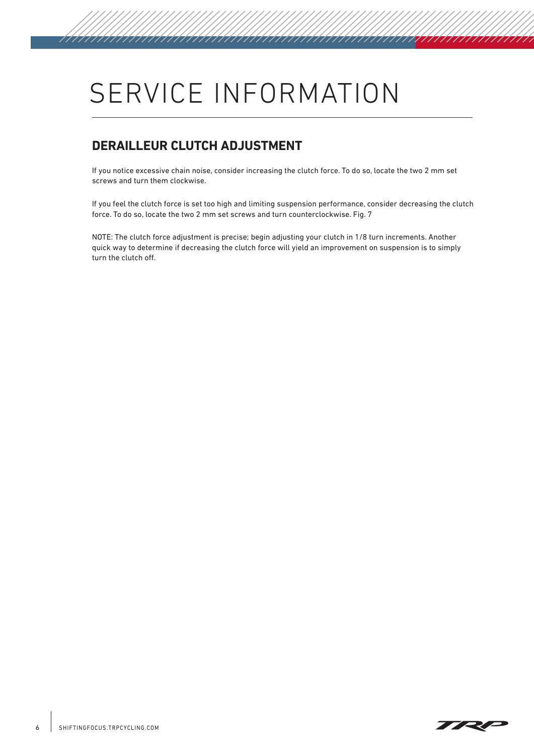# SERVICE INFORMATION

## DERAILLEUR CLUTCH ADJUSTMENT

If you notice excessive chain noise, consider increasing the clutch force. To do so, locate the two 2 mm set screws and turn them clockwise.

If you feel the clutch force is set too high and limiting suspension performance, consider decreasing the clutch force. To do so, locate the two 2 mm set screws and turn counterclockwise. Fig. 7

NOTE: The clutch force adjustment is precise; begin adjusting your clutch in 1/8 turn increments. Another quick way to determine if decreasing the clutch force will yield an improvement on suspension is to simply turn the clutch off.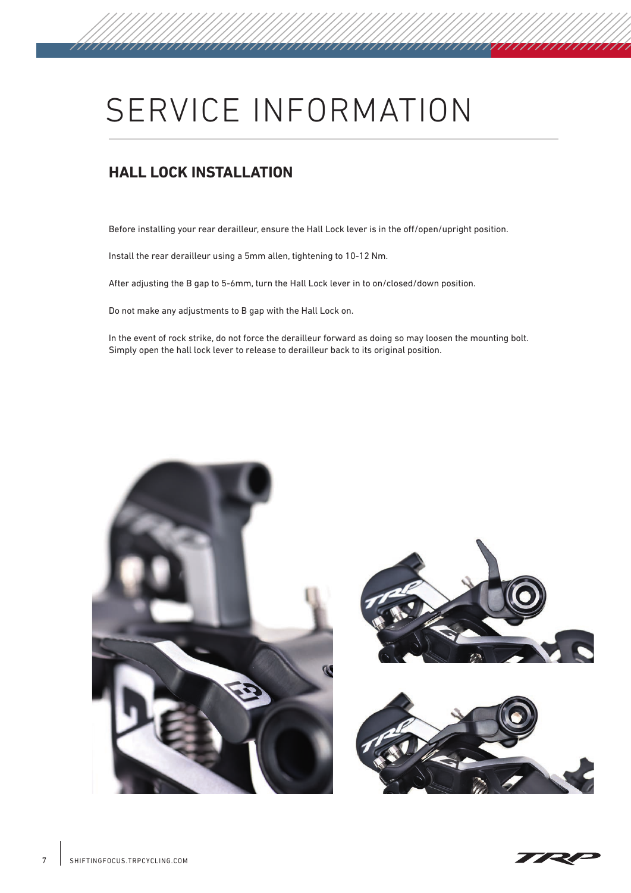# SERVICE INFORMATION

## HALL LOCK INSTALLATION

Before installing your rear derailleur, ensure the Hall Lock lever is in the off/open/upright position.

Install the rear derailleur using a 5mm allen, tightening to 10-12 Nm.

After adjusting the B gap to 5-6mm, turn the Hall Lock lever in to on/closed/down position.

Do not make any adjustments to B gap with the Hall Lock on.

In the event of rock strike, do not force the derailleur forward as doing so may loosen the mounting bolt. Simply open the hall lock lever to release to derailleur back to its original position.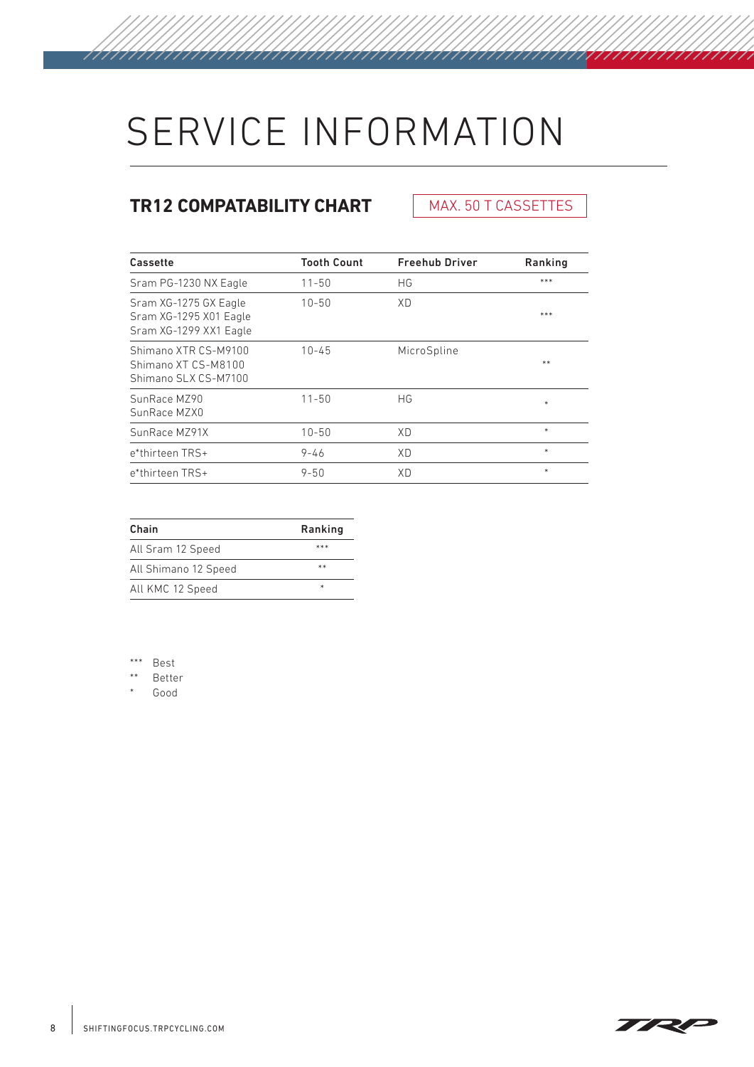# SERVICE INFORMATION

## TR12 COMPATABILITY CHART

MAX. 50 T CASSETTES

| Cassette | Tooth Count | Freehub Driver | Ranking |
|---|---|---|---|
| Sram PG-1230 NX Eagle | 11-50 | HG | *** |
| Sram XG-1275 GX Eagle<br>Sram XG-1295 X01 Eagle<br>Sram XG-1299 XX1 Eagle | 10-50 | XD | *** |
| Shimano XTR CS-M9100<br>Shimano XT CS-M8100<br>Shimano SLX CS-M7100 | 10-45 | MicroSpline | ** |
| SunRace MZ90<br>SunRace MZX0 | 11-50 | HG | * |
| SunRace MZ91X | 10-50 | XD | * |
| e*thirteen TRS+ | 9-46 | XD | * |
| e*thirteen TRS+ | 9-50 | XD | * |

| Chain | Ranking |
|---|---|
| All Sram 12 Speed | *** |
| All Shimano 12 Speed | ** |
| All KMC 12 Speed | * |

*** Best
** Better
* Good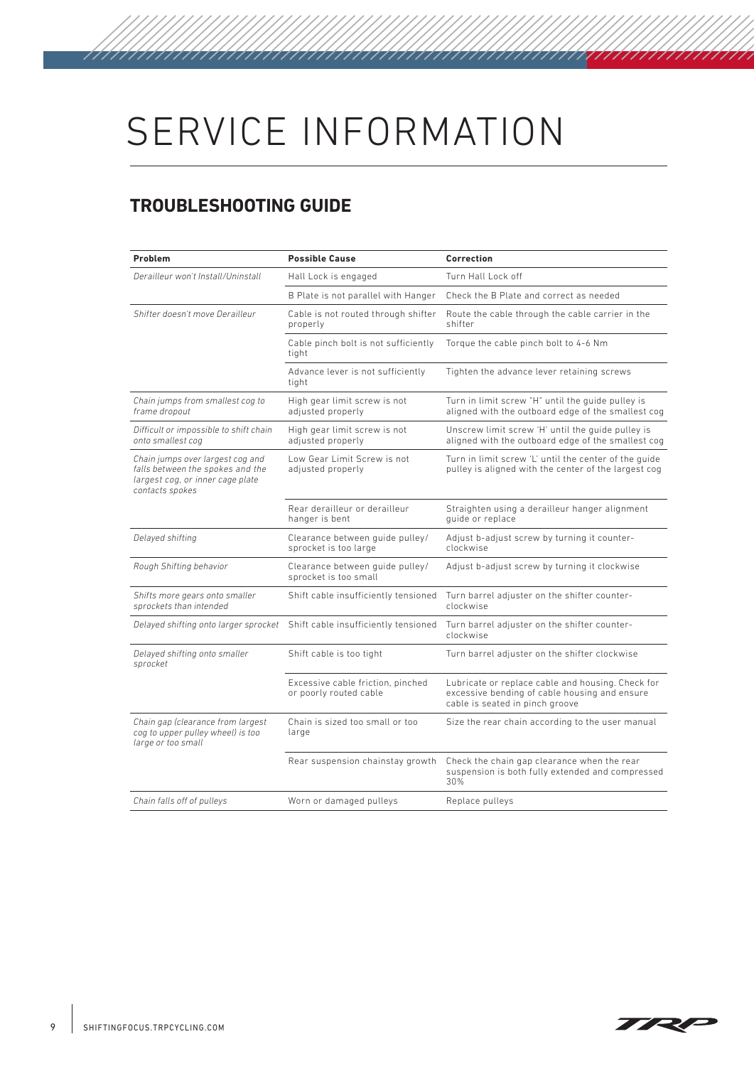# SERVICE INFORMATION

## TROUBLESHOOTING GUIDE

| Problem | Possible Cause | Correction |
|---|---|---|
| *Derailleur won't Install/Uninstall* | Hall Lock is engaged | Turn Hall Lock off |
| | B Plate is not parallel with Hanger | Check the B Plate and correct as needed |
| *Shifter doesn't move Derailleur* | Cable is not routed through shifter properly | Route the cable through the cable carrier in the shifter |
| | Cable pinch bolt is not sufficiently tight | Torque the cable pinch bolt to 4-6 Nm |
| | Advance lever is not sufficiently tight | Tighten the advance lever retaining screws |
| *Chain jumps from smallest cog to frame dropout* | High gear limit screw is not adjusted properly | Turn in limit screw "H" until the guide pulley is aligned with the outboard edge of the smallest cog |
| *Difficult or impossible to shift chain onto smallest cog* | High gear limit screw is not adjusted properly | Unscrew limit screw 'H' until the guide pulley is aligned with the outboard edge of the smallest cog |
| *Chain jumps over largest cog and falls between the spokes and the largest cog, or inner cage plate contacts spokes* | Low Gear Limit Screw is not adjusted properly | Turn in limit screw 'L' until the center of the guide pulley is aligned with the center of the largest cog |
| | Rear derailleur or derailleur hanger is bent | Straighten using a derailleur hanger alignment guide or replace |
| *Delayed shifting* | Clearance between guide pulley/sprocket is too large | Adjust b-adjust screw by turning it counter-clockwise |
| *Rough Shifting behavior* | Clearance between guide pulley/sprocket is too small | Adjust b-adjust screw by turning it clockwise |
| *Shifts more gears onto smaller sprockets than intended* | Shift cable insufficiently tensioned | Turn barrel adjuster on the shifter counter-clockwise |
| *Delayed shifting onto larger sprocket* | Shift cable insufficiently tensioned | Turn barrel adjuster on the shifter counter-clockwise |
| *Delayed shifting onto smaller sprocket* | Shift cable is too tight | Turn barrel adjuster on the shifter clockwise |
| | Excessive cable friction, pinched or poorly routed cable | Lubricate or replace cable and housing. Check for excessive bending of cable housing and ensure cable is seated in pinch groove |
| *Chain gap (clearance from largest cog to upper pulley wheel) is too large or too small* | Chain is sized too small or too large | Size the rear chain according to the user manual |
| | Rear suspension chainstay growth | Check the chain gap clearance when the rear suspension is both fully extended and compressed 30% |
| *Chain falls off of pulleys* | Worn or damaged pulleys | Replace pulleys |

SHIFTINGFOCUS.TRPCYCLING.COM